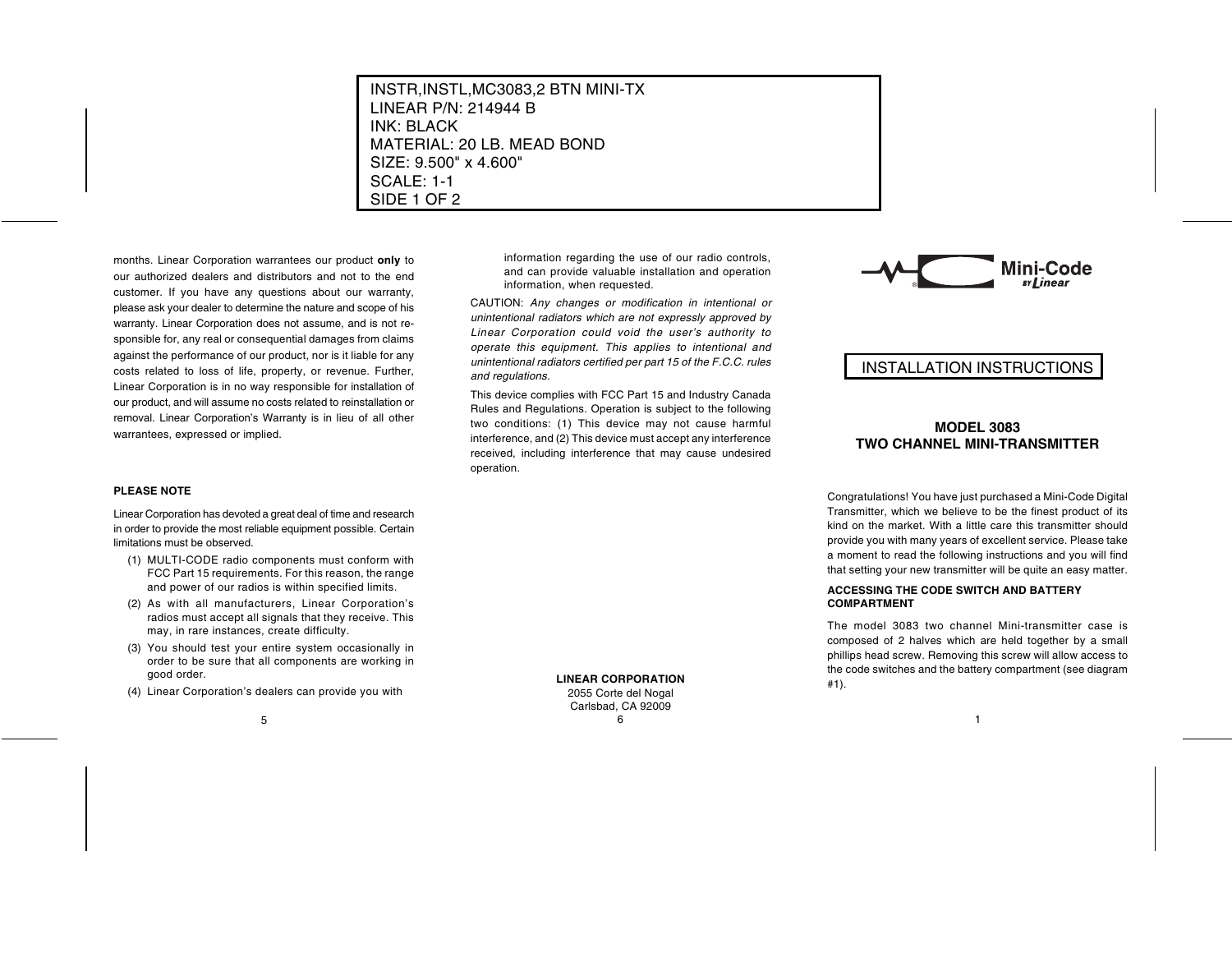INSTR,INSTL,MC3083,2 BTN MINI-TX
LINEAR P/N: 214944 B
INK: BLACK
MATERIAL: 20 LB. MEAD BOND
SIZE: 9.500" x 4.600"
SCALE: 1-1
SIDE 1 OF 2

months. Linear Corporation warrantees our product **only** to our authorized dealers and distributors and not to the end customer. If you have any questions about our warranty, please ask your dealer to determine the nature and scope of his warranty. Linear Corporation does not assume, and is not responsible for, any real or consequential damages from claims against the performance of our product, nor is it liable for any costs related to loss of life, property, or revenue. Further, Linear Corporation is in no way responsible for installation of our product, and will assume no costs related to reinstallation or removal. Linear Corporation's Warranty is in lieu of all other warrantees, expressed or implied.

**PLEASE NOTE**

Linear Corporation has devoted a great deal of time and research in order to provide the most reliable equipment possible. Certain limitations must be observed.

(1) MULTI-CODE radio components must conform with FCC Part 15 requirements. For this reason, the range and power of our radios is within specified limits.

(2) As with all manufacturers, Linear Corporation's radios must accept all signals that they receive. This may, in rare instances, create difficulty.

(3) You should test your entire system occasionally in order to be sure that all components are working in good order.

(4) Linear Corporation's dealers can provide you with information regarding the use of our radio controls, and can provide valuable installation and operation information, when requested.

CAUTION: *Any changes or modification in intentional or unintentional radiators which are not expressly approved by Linear Corporation could void the user's authority to operate this equipment. This applies to intentional and unintentional radiators certified per part 15 of the F.C.C. rules and regulations.*

This device complies with FCC Part 15 and Industry Canada Rules and Regulations. Operation is subject to the following two conditions: (1) This device may not cause harmful interference, and (2) This device must accept any interference received, including interference that may cause undesired operation.

**LINEAR CORPORATION**
2055 Corte del Nogal
Carlsbad, CA 92009

Mini-Code BY Linear

INSTALLATION INSTRUCTIONS

## MODEL 3083
## TWO CHANNEL MINI-TRANSMITTER

Congratulations! You have just purchased a Mini-Code Digital Transmitter, which we believe to be the finest product of its kind on the market. With a little care this transmitter should provide you with many years of excellent service. Please take a moment to read the following instructions and you will find that setting your new transmitter will be quite an easy matter.

**ACCESSING THE CODE SWITCH AND BATTERY COMPARTMENT**

The model 3083 two channel Mini-transmitter case is composed of 2 halves which are held together by a small phillips head screw. Removing this screw will allow access to the code switches and the battery compartment (see diagram #1).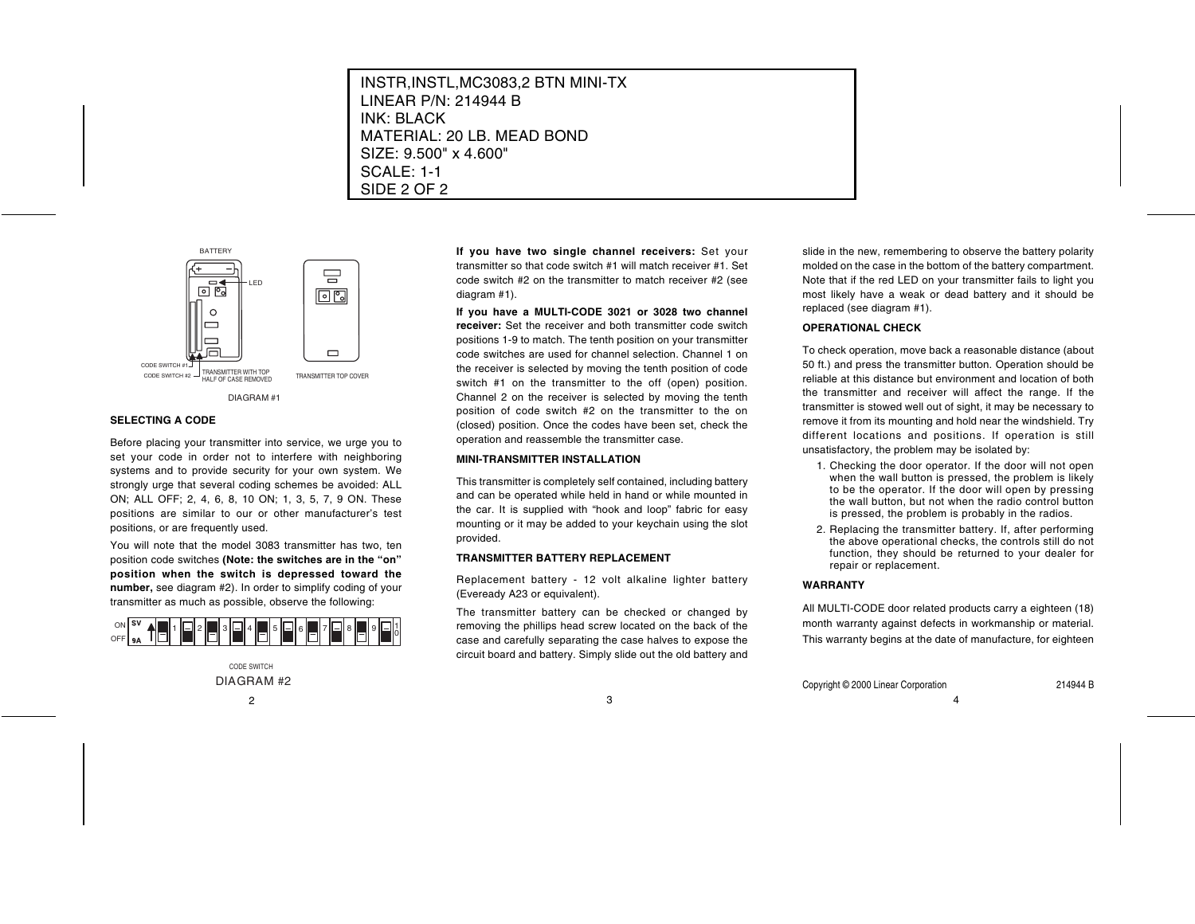INSTR,INSTL,MC3083,2 BTN MINI-TX
LINEAR P/N: 214944 B
INK: BLACK
MATERIAL: 20 LB. MEAD BOND
SIZE: 9.500" x 4.600"
SCALE: 1-1
SIDE 2 OF 2

BATTERY

LED

CODE SWITCH #1
CODE SWITCH #2

TRANSMITTER WITH TOP HALF OF CASE REMOVED

TRANSMITTER TOP COVER

DIAGRAM #1

### SELECTING A CODE

Before placing your transmitter into service, we urge you to set your code in order not to interfere with neighboring systems and to provide security for your own system. We strongly urge that several coding schemes be avoided: ALL ON; ALL OFF; 2, 4, 6, 8, 10 ON; 1, 3, 5, 7, 9 ON. These positions are similar to our or other manufacturer's test positions, or are frequently used.

You will note that the model 3083 transmitter has two, ten position code switches **(Note: the switches are in the "on" position when the switch is depressed toward the number,** see diagram #2). In order to simplify coding of your transmitter as much as possible, observe the following:

ON SV
OFF 9A
1 2 3 4 5 6 7 8 9 10

CODE SWITCH

DIAGRAM #2

**If you have two single channel receivers:** Set your transmitter so that code switch #1 will match receiver #1. Set code switch #2 on the transmitter to match receiver #2 (see diagram #1).

**If you have a MULTI-CODE 3021 or 3028 two channel receiver:** Set the receiver and both transmitter code switch positions 1-9 to match. The tenth position on your transmitter code switches are used for channel selection. Channel 1 on the receiver is selected by moving the tenth position of code switch #1 on the transmitter to the off (open) position. Channel 2 on the receiver is selected by moving the tenth position of code switch #2 on the transmitter to the on (closed) position. Once the codes have been set, check the operation and reassemble the transmitter case.

### MINI-TRANSMITTER INSTALLATION

This transmitter is completely self contained, including battery and can be operated while held in hand or while mounted in the car. It is supplied with "hook and loop" fabric for easy mounting or it may be added to your keychain using the slot provided.

### TRANSMITTER BATTERY REPLACEMENT

Replacement battery - 12 volt alkaline lighter battery (Eveready A23 or equivalent).

The transmitter battery can be checked or changed by removing the phillips head screw located on the back of the case and carefully separating the case halves to expose the circuit board and battery. Simply slide out the old battery and slide in the new, remembering to observe the battery polarity molded on the case in the bottom of the battery compartment. Note that if the red LED on your transmitter fails to light you most likely have a weak or dead battery and it should be replaced (see diagram #1).

### OPERATIONAL CHECK

To check operation, move back a reasonable distance (about 50 ft.) and press the transmitter button. Operation should be reliable at this distance but environment and location of both the transmitter and receiver will affect the range. If the transmitter is stowed well out of sight, it may be necessary to remove it from its mounting and hold near the windshield. Try different locations and positions. If operation is still unsatisfactory, the problem may be isolated by:

1. Checking the door operator. If the door will not open when the wall button is pressed, the problem is likely to be the operator. If the door will open by pressing the wall button, but not when the radio control button is pressed, the problem is probably in the radios.
2. Replacing the transmitter battery. If, after performing the above operational checks, the controls still do not function, they should be returned to your dealer for repair or replacement.

### WARRANTY

All MULTI-CODE door related products carry a eighteen (18) month warranty against defects in workmanship or material. This warranty begins at the date of manufacture, for eighteen

Copyright © 2000 Linear Corporation 214944 B